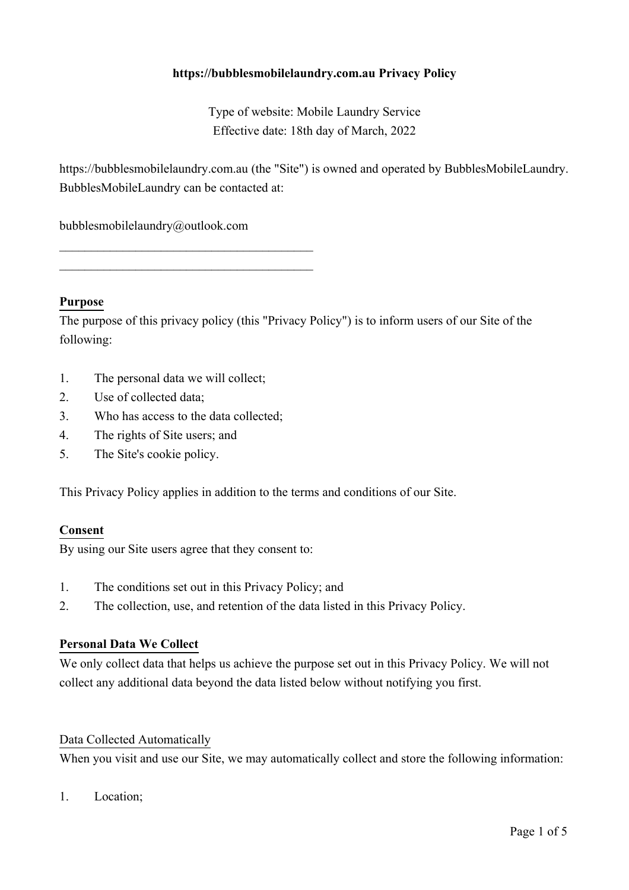# https://bubblesmobilelaundry.com.au Privacy Policy

Type of website: Mobile Laundry Service
Effective date: 18th day of March, 2022

https://bubblesmobilelaundry.com.au (the "Site") is owned and operated by BubblesMobileLaundry. BubblesMobileLaundry can be contacted at:

bubblesmobilelaundry@outlook.com

________________________________________
________________________________________

## Purpose

The purpose of this privacy policy (this "Privacy Policy") is to inform users of our Site of the following:

1. The personal data we will collect;
2. Use of collected data;
3. Who has access to the data collected;
4. The rights of Site users; and
5. The Site's cookie policy.

This Privacy Policy applies in addition to the terms and conditions of our Site.

## Consent

By using our Site users agree that they consent to:

1. The conditions set out in this Privacy Policy; and
2. The collection, use, and retention of the data listed in this Privacy Policy.

## Personal Data We Collect

We only collect data that helps us achieve the purpose set out in this Privacy Policy. We will not collect any additional data beyond the data listed below without notifying you first.

### Data Collected Automatically

When you visit and use our Site, we may automatically collect and store the following information:

1. Location;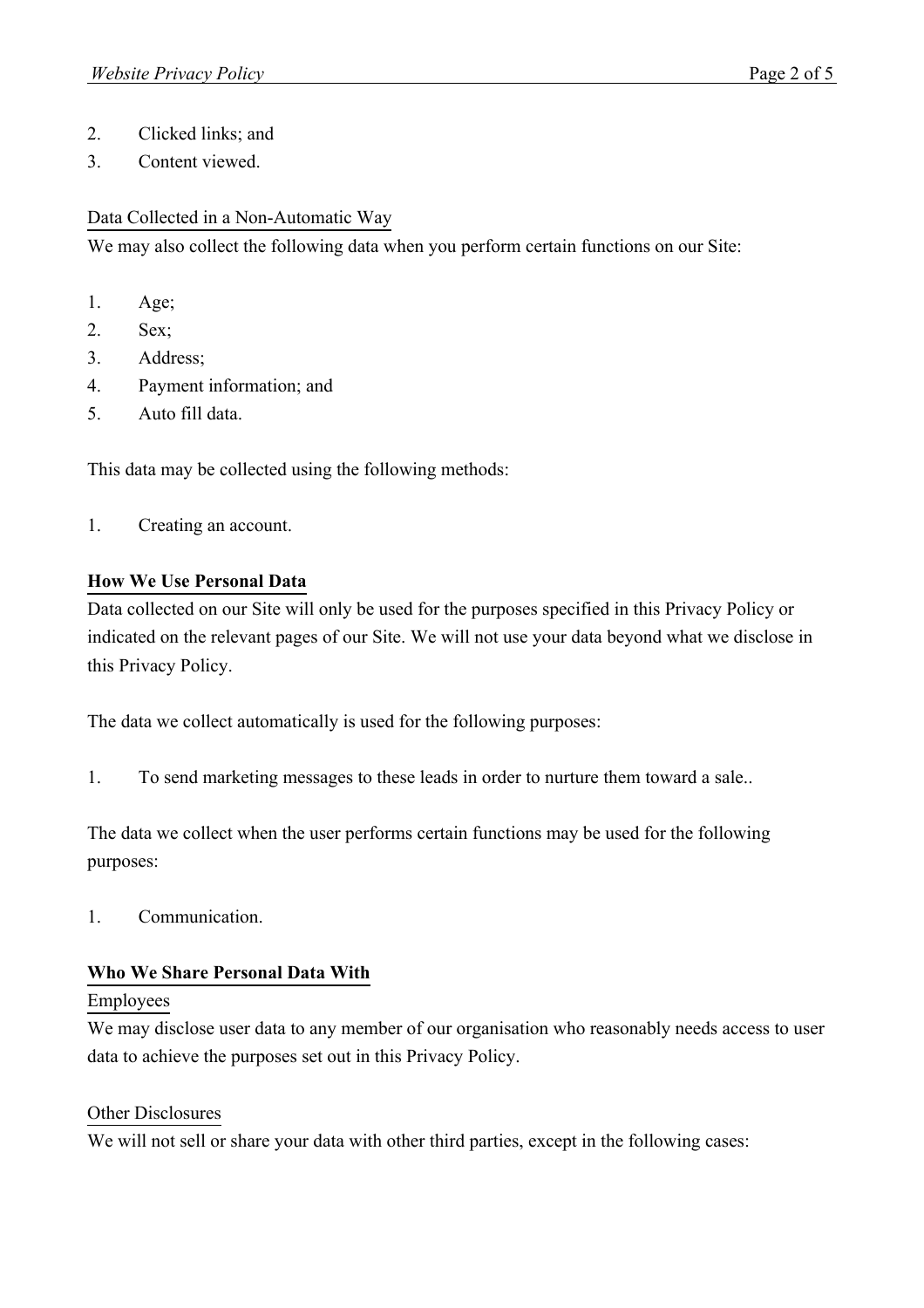2. Clicked links; and
3. Content viewed.

Data Collected in a Non-Automatic Way

We may also collect the following data when you perform certain functions on our Site:

1. Age;
2. Sex;
3. Address;
4. Payment information; and
5. Auto fill data.

This data may be collected using the following methods:

1. Creating an account.

## How We Use Personal Data

Data collected on our Site will only be used for the purposes specified in this Privacy Policy or indicated on the relevant pages of our Site. We will not use your data beyond what we disclose in this Privacy Policy.

The data we collect automatically is used for the following purposes:

1. To send marketing messages to these leads in order to nurture them toward a sale..

The data we collect when the user performs certain functions may be used for the following purposes:

1. Communication.

## Who We Share Personal Data With

Employees

We may disclose user data to any member of our organisation who reasonably needs access to user data to achieve the purposes set out in this Privacy Policy.

Other Disclosures

We will not sell or share your data with other third parties, except in the following cases: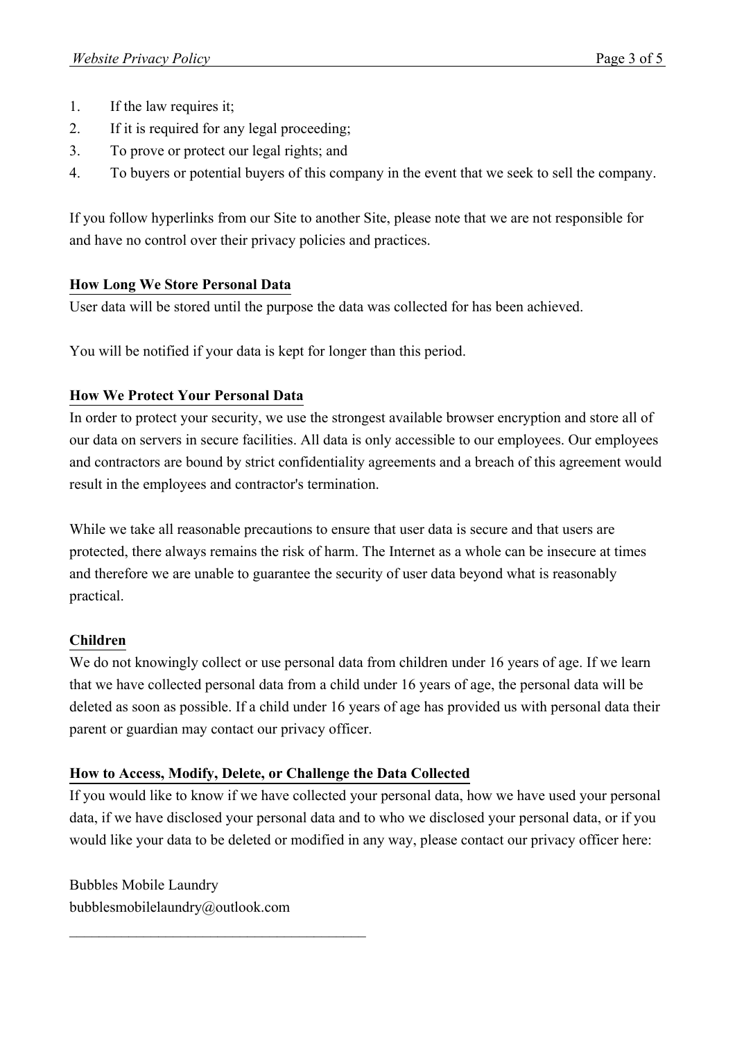1. If the law requires it;
2. If it is required for any legal proceeding;
3. To prove or protect our legal rights; and
4. To buyers or potential buyers of this company in the event that we seek to sell the company.

If you follow hyperlinks from our Site to another Site, please note that we are not responsible for and have no control over their privacy policies and practices.

**How Long We Store Personal Data**

User data will be stored until the purpose the data was collected for has been achieved.

You will be notified if your data is kept for longer than this period.

**How We Protect Your Personal Data**

In order to protect your security, we use the strongest available browser encryption and store all of our data on servers in secure facilities. All data is only accessible to our employees. Our employees and contractors are bound by strict confidentiality agreements and a breach of this agreement would result in the employees and contractor's termination.

While we take all reasonable precautions to ensure that user data is secure and that users are protected, there always remains the risk of harm. The Internet as a whole can be insecure at times and therefore we are unable to guarantee the security of user data beyond what is reasonably practical.

**Children**

We do not knowingly collect or use personal data from children under 16 years of age. If we learn that we have collected personal data from a child under 16 years of age, the personal data will be deleted as soon as possible. If a child under 16 years of age has provided us with personal data their parent or guardian may contact our privacy officer.

**How to Access, Modify, Delete, or Challenge the Data Collected**

If you would like to know if we have collected your personal data, how we have used your personal data, if we have disclosed your personal data and to who we disclosed your personal data, or if you would like your data to be deleted or modified in any way, please contact our privacy officer here:

Bubbles Mobile Laundry
bubblesmobilelaundry@outlook.com

\_\_\_\_\_\_\_\_\_\_\_\_\_\_\_\_\_\_\_\_\_\_\_\_\_\_\_\_\_\_\_\_\_\_\_\_\_\_\_\_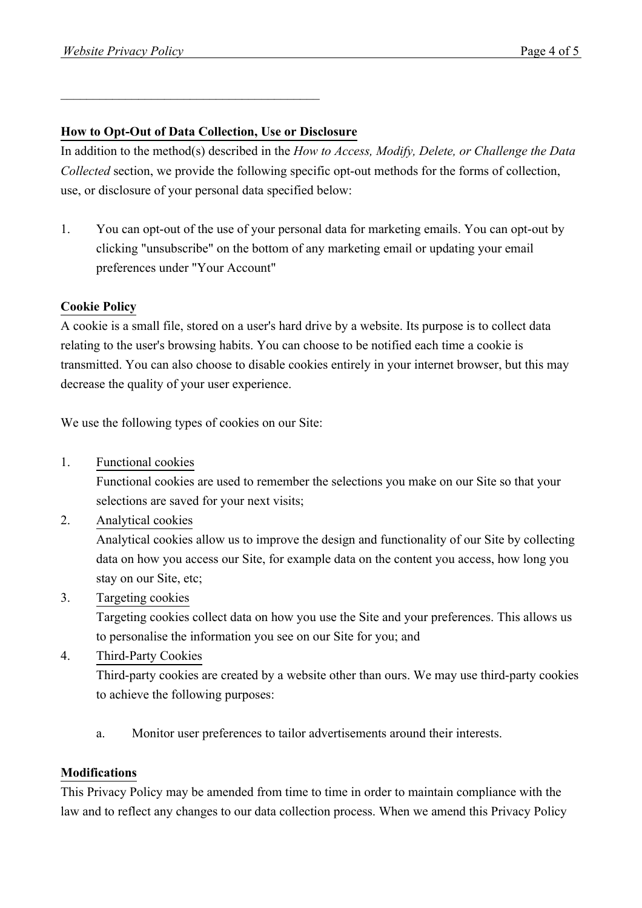_________________________________________

## How to Opt-Out of Data Collection, Use or Disclosure

In addition to the method(s) described in the *How to Access, Modify, Delete, or Challenge the Data Collected* section, we provide the following specific opt-out methods for the forms of collection, use, or disclosure of your personal data specified below:

1. You can opt-out of the use of your personal data for marketing emails. You can opt-out by clicking "unsubscribe" on the bottom of any marketing email or updating your email preferences under "Your Account"

## Cookie Policy

A cookie is a small file, stored on a user's hard drive by a website. Its purpose is to collect data relating to the user's browsing habits. You can choose to be notified each time a cookie is transmitted. You can also choose to disable cookies entirely in your internet browser, but this may decrease the quality of your user experience.

We use the following types of cookies on our Site:

1. Functional cookies
   Functional cookies are used to remember the selections you make on our Site so that your selections are saved for your next visits;
2. Analytical cookies
   Analytical cookies allow us to improve the design and functionality of our Site by collecting data on how you access our Site, for example data on the content you access, how long you stay on our Site, etc;
3. Targeting cookies
   Targeting cookies collect data on how you use the Site and your preferences. This allows us to personalise the information you see on our Site for you; and
4. Third-Party Cookies
   Third-party cookies are created by a website other than ours. We may use third-party cookies to achieve the following purposes:

   a. Monitor user preferences to tailor advertisements around their interests.

## Modifications

This Privacy Policy may be amended from time to time in order to maintain compliance with the law and to reflect any changes to our data collection process. When we amend this Privacy Policy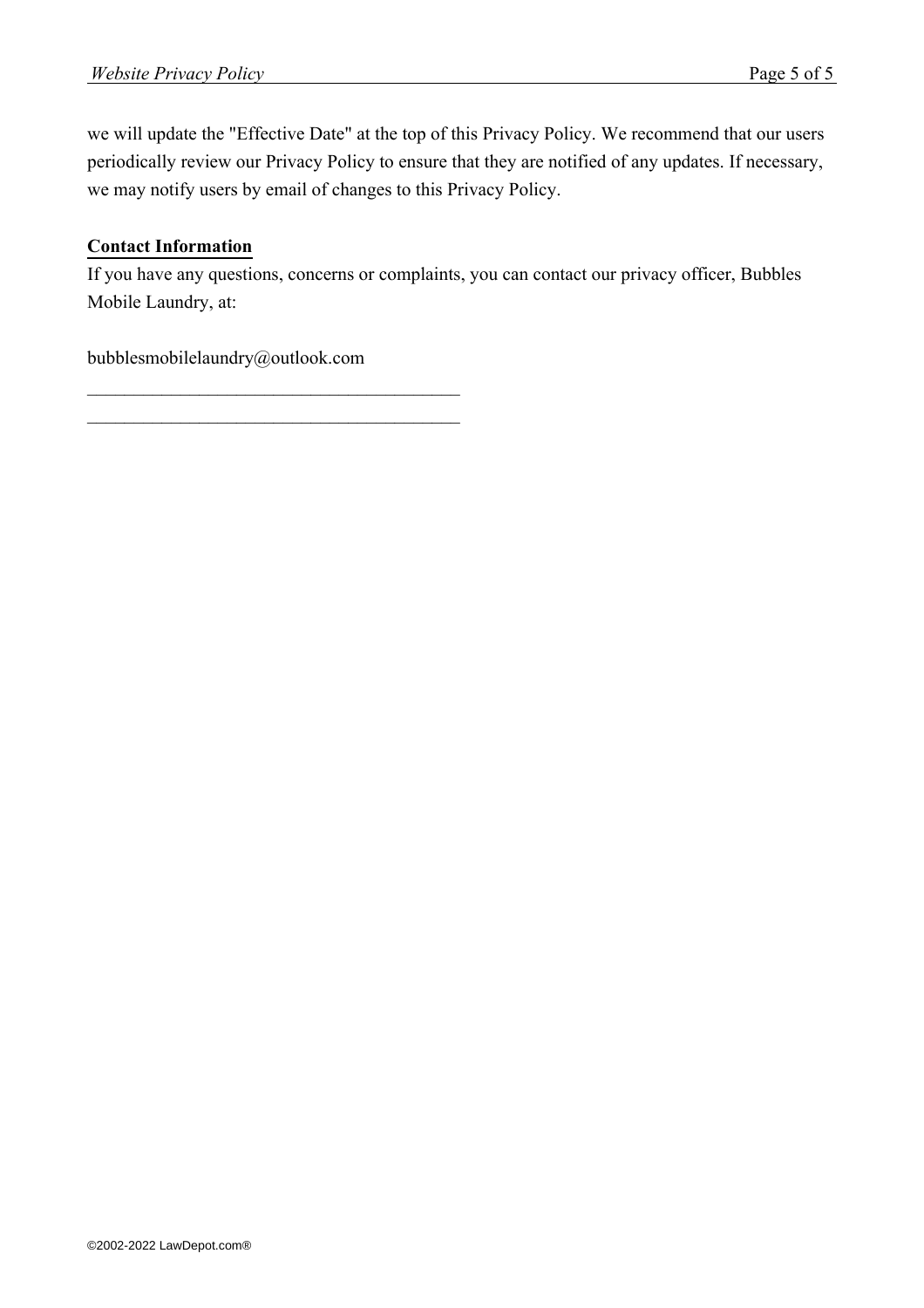we will update the "Effective Date" at the top of this Privacy Policy. We recommend that our users periodically review our Privacy Policy to ensure that they are notified of any updates. If necessary, we may notify users by email of changes to this Privacy Policy.

**Contact Information**

If you have any questions, concerns or complaints, you can contact our privacy officer, Bubbles Mobile Laundry, at:

bubblesmobilelaundry@outlook.com

\_\_\_\_\_\_\_\_\_\_\_\_\_\_\_\_\_\_\_\_\_\_\_\_\_\_\_\_\_\_\_\_\_\_\_\_\_\_\_\_

\_\_\_\_\_\_\_\_\_\_\_\_\_\_\_\_\_\_\_\_\_\_\_\_\_\_\_\_\_\_\_\_\_\_\_\_\_\_\_\_

©2002-2022 LawDepot.com®